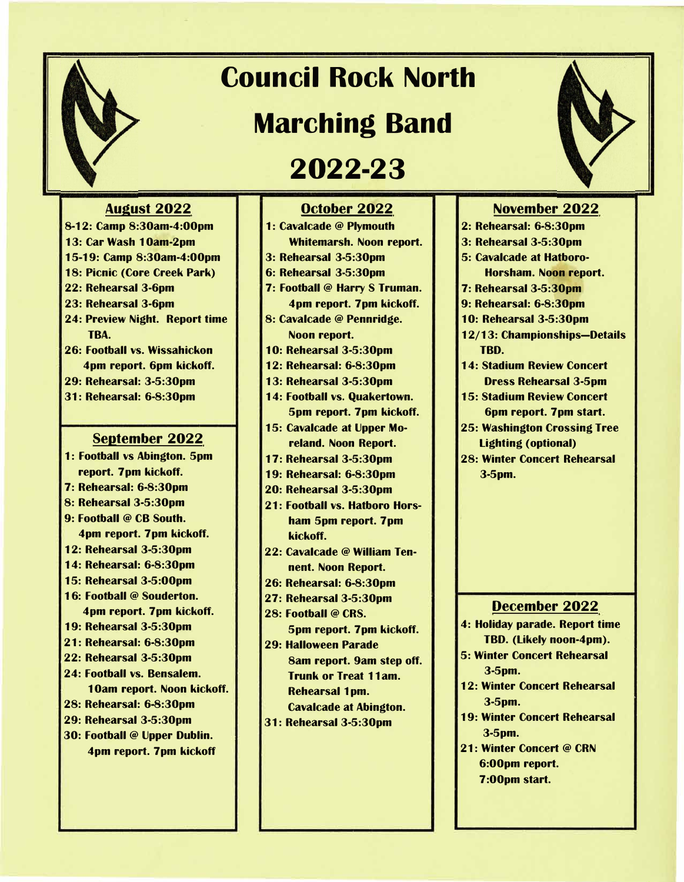# Council Rock North Marching Band 2022-23

## August 2022

- 8-12: Camp 8:30am-4:00pm
- 13: Car Wash 10am-2pm
- 15-19: Camp 8:30am-4:00pm
- 18: Picnic (Core Creek Park)
- 22: Rehearsal 3-6pm
- 23: Rehearsal 3-6pm
- 24: Preview Night. Report time TBA.
- 26: Football vs. Wissahickon 4pm report. 6pm kickoff.
- 29: Rehearsal: 3-5:30pm
- 31: Rehearsal: 6-8:30pm

## September 2022

- 1: Football vs Abington. 5pm report. 7pm kickoff.
- 7: Rehearsal: 6-8:30pm
- 8: Rehearsal 3-5:30pm
- 9: Football @ CB South. 4pm report. 7pm kickoff.
- 12: Rehearsal 3-5:30pm
- 14: Rehearsal: 6-8:30pm
- 15: Rehearsal 3-5:00pm
- 16: Football @ Souderton. 4pm report. 7pm kickoff.
- 19: Rehearsal 3-5:30pm
- 21: Rehearsal: 6-8:30pm
- 22: Rehearsal 3-5:30pm
- 24: Football vs. Bensalem. 10am report. Noon kickoff.
- 28: Rehearsal: 6-8:30pm
- 29: Rehearsal 3-5:30pm
- 30: Football @ Upper Dublin. 4pm report. 7pm kickoff

## October 2022

- 1: Cavalcade @ Plymouth Whitemarsh. Noon report.
- 3: Rehearsal 3-5:30pm
- 6: Rehearsal 3-5:30pm
- 7: Football @ Harry S Truman. 4pm report. 7pm kickoff.
- 8: Cavalcade @ Pennridge. Noon report.
- 10: Rehearsal 3-5:30pm
- 12: Rehearsal: 6-8:30pm
- 13: Rehearsal 3-5:30pm
- 14: Football vs. Quakertown. 5pm report. 7pm kickoff.
- 15: Cavalcade at Upper Moreland. Noon Report.
- 17: Rehearsal 3-5:30pm
- 19: Rehearsal: 6-8:30pm
- 20: Rehearsal 3-5:30pm
- 21: Football vs. Hatboro Horsham 5pm report. 7pm kickoff.
- 22: Cavalcade @ William Tennent. Noon Report.
- 26: Rehearsal: 6-8:30pm
- 27: Rehearsal 3-5:30pm
- 28: Football @ CRS. 5pm report. 7pm kickoff.
- 29: Halloween Parade 8am report. 9am step off. Trunk or Treat 11am. Rehearsal 1pm. Cavalcade at Abington.
- 31: Rehearsal 3-5:30pm

## November 2022

- 2: Rehearsal: 6-8:30pm
- 3: Rehearsal 3-5:30pm
- 5: Cavalcade at Hatboro-Horsham. Noon report.
- 7: Rehearsal 3-5:30pm
- 9: Rehearsal: 6-8:30pm
- 10: Rehearsal 3-5:30pm
- 12/13: Championships—Details TBD.
- 14: Stadium Review Concert Dress Rehearsal 3-5pm
- 15: Stadium Review Concert 6pm report. 7pm start.
- 25: Washington Crossing Tree Lighting (optional)
- 28: Winter Concert Rehearsal 3-5pm.

## December 2022

- 4: Holiday parade. Report time TBD. (Likely noon-4pm).
- 5: Winter Concert Rehearsal 3-5pm.
- 12: Winter Concert Rehearsal 3-5pm.
- 19: Winter Concert Rehearsal 3-5pm.
- 21: Winter Concert @ CRN 6:00pm report. 7:00pm start.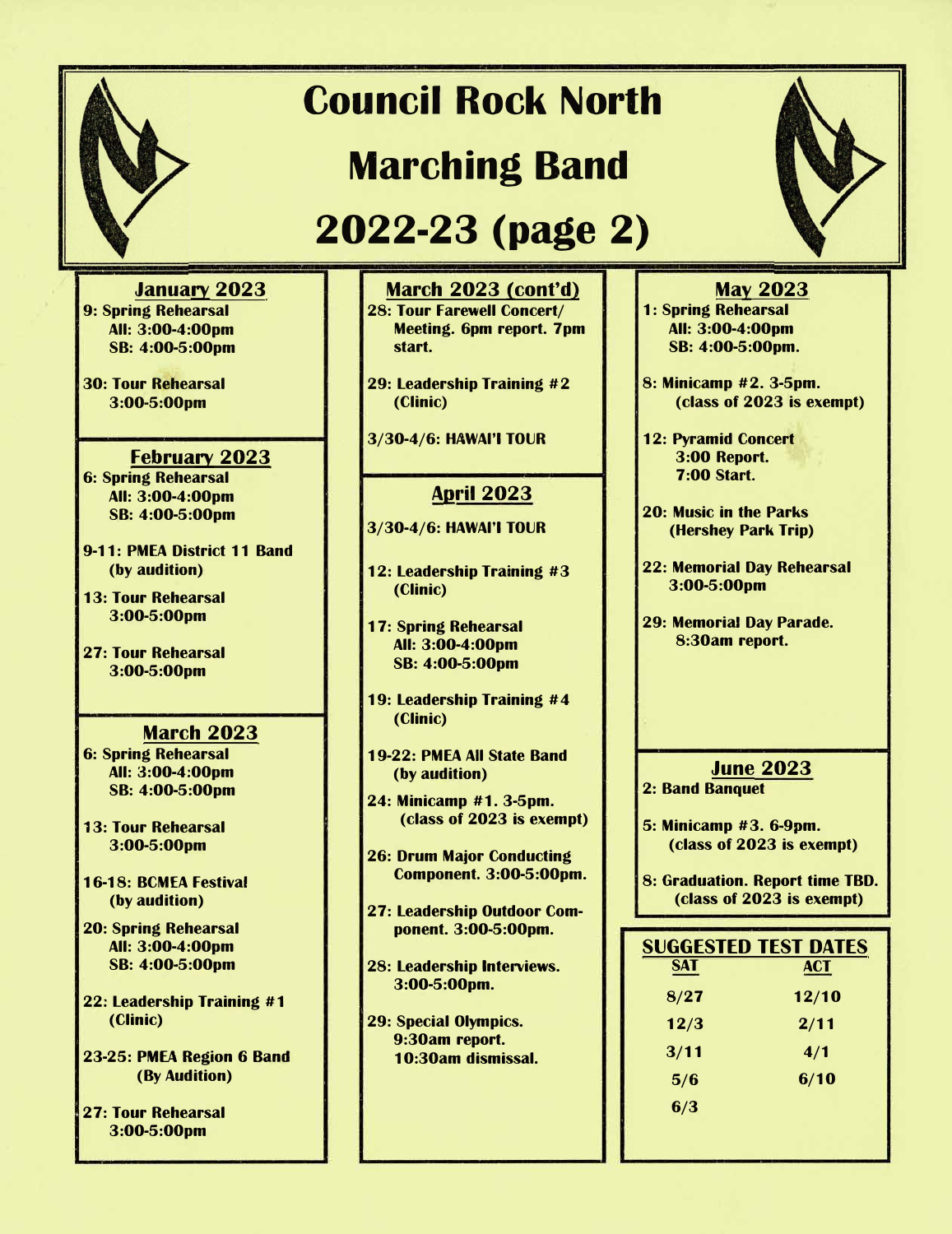# Council Rock North

# Marching Band

# 2022-23 (page 2)

## January 2023

**9: Spring Rehearsal**
**All: 3:00-4:00pm**
**SB: 4:00-5:00pm**

**30: Tour Rehearsal**
**3:00-5:00pm**

## February 2023

**6: Spring Rehearsal**
**All: 3:00-4:00pm**
**SB: 4:00-5:00pm**

**9-11: PMEA District 11 Band**
**(by audition)**

**13: Tour Rehearsal**
**3:00-5:00pm**

**27: Tour Rehearsal**
**3:00-5:00pm**

## March 2023

**6: Spring Rehearsal**
**All: 3:00-4:00pm**
**SB: 4:00-5:00pm**

**13: Tour Rehearsal**
**3:00-5:00pm**

**16-18: BCMEA Festival**
**(by audition)**

**20: Spring Rehearsal**
**All: 3:00-4:00pm**
**SB: 4:00-5:00pm**

**22: Leadership Training #1**
**(Clinic)**

**23-25: PMEA Region 6 Band**
**(By Audition)**

**27: Tour Rehearsal**
**3:00-5:00pm**

## March 2023 (cont'd)

**28: Tour Farewell Concert/ Meeting. 6pm report. 7pm start.**

**29: Leadership Training #2**
**(Clinic)**

**3/30-4/6: HAWAI'I TOUR**

## April 2023

**3/30-4/6: HAWAI'I TOUR**

**12: Leadership Training #3**
**(Clinic)**

**17: Spring Rehearsal**
**All: 3:00-4:00pm**
**SB: 4:00-5:00pm**

**19: Leadership Training #4**
**(Clinic)**

**19-22: PMEA All State Band**
**(by audition)**

**24: Minicamp #1. 3-5pm.**
**(class of 2023 is exempt)**

**26: Drum Major Conducting Component. 3:00-5:00pm.**

**27: Leadership Outdoor Component. 3:00-5:00pm.**

**28: Leadership Interviews.**
**3:00-5:00pm.**

**29: Special Olympics.**
**9:30am report.**
**10:30am dismissal.**

## May 2023

**1: Spring Rehearsal**
**All: 3:00-4:00pm**
**SB: 4:00-5:00pm.**

**8: Minicamp #2. 3-5pm.**
**(class of 2023 is exempt)**

**12: Pyramid Concert**
**3:00 Report.**
**7:00 Start.**

**20: Music in the Parks**
**(Hershey Park Trip)**

**22: Memorial Day Rehearsal**
**3:00-5:00pm**

**29: Memorial Day Parade.**
**8:30am report.**

## June 2023

**2: Band Banquet**

**5: Minicamp #3. 6-9pm.**
**(class of 2023 is exempt)**

**8: Graduation. Report time TBD.**
**(class of 2023 is exempt)**

## SUGGESTED TEST DATES

| SAT | ACT |
| --- | --- |
| 8/27 | 12/10 |
| 12/3 | 2/11 |
| 3/11 | 4/1 |
| 5/6 | 6/10 |
| 6/3 | |